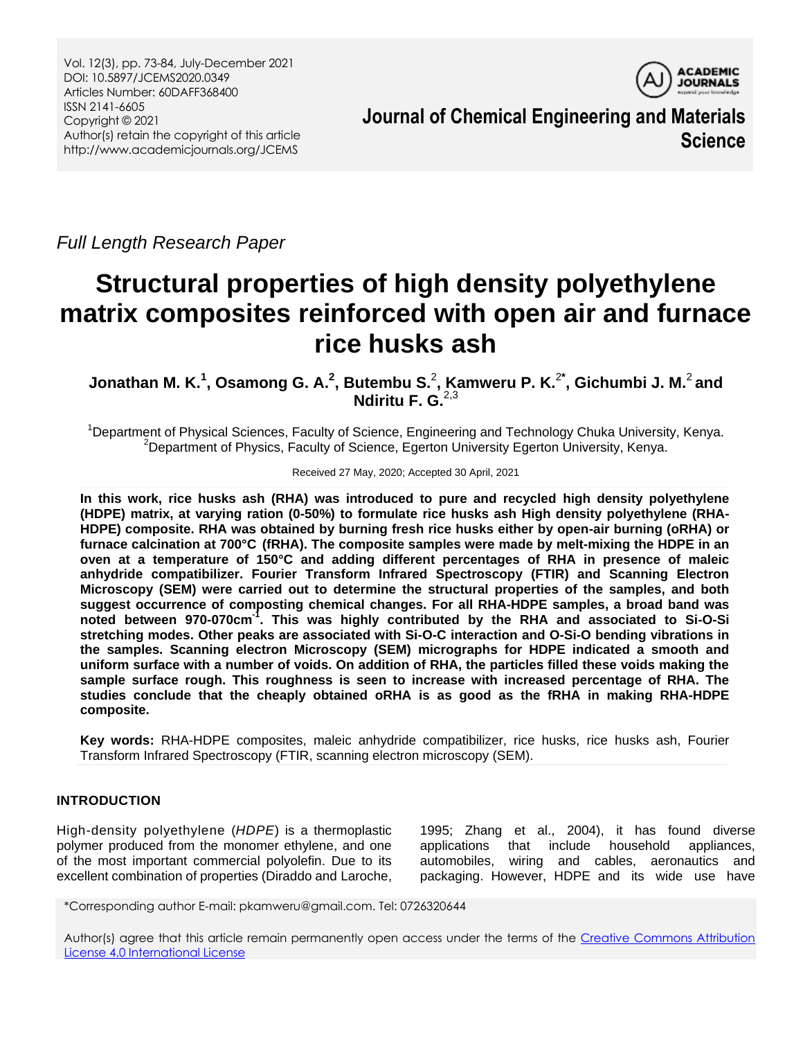Full Length Research Paper

# Structural properties of high density polyethylene matrix composites reinforced with open air and furnace rice husks ash

**Jonathan M. K.[1], Osamong G. A.[2], Butembu S.[2], Kamweru P. K.[2*], Gichumbi J. M.[2] and Ndiritu F. G.[2,3]**

[1]Department of Physical Sciences, Faculty of Science, Engineering and Technology Chuka University, Kenya.
[2]Department of Physics, Faculty of Science, Egerton University Egerton University, Kenya.

Received 27 May, 2020; Accepted 30 April, 2021

**In this work, rice husks ash (RHA) was introduced to pure and recycled high density polyethylene (HDPE) matrix, at varying ration (0-50%) to formulate rice husks ash High density polyethylene (RHA-HDPE) composite. RHA was obtained by burning fresh rice husks either by open-air burning (oRHA) or furnace calcination at 700°C (fRHA). The composite samples were made by melt-mixing the HDPE in an oven at a temperature of 150°C and adding different percentages of RHA in presence of maleic anhydride compatibilizer. Fourier Transform Infrared Spectroscopy (FTIR) and Scanning Electron Microscopy (SEM) were carried out to determine the structural properties of the samples, and both suggest occurrence of composting chemical changes. For all RHA-HDPE samples, a broad band was noted between 970-070cm$^{-1}$. This was highly contributed by the RHA and associated to Si-O-Si stretching modes. Other peaks are associated with Si-O-C interaction and O-Si-O bending vibrations in the samples. Scanning electron Microscopy (SEM) micrographs for HDPE indicated a smooth and uniform surface with a number of voids. On addition of RHA, the particles filled these voids making the sample surface rough. This roughness is seen to increase with increased percentage of RHA. The studies conclude that the cheaply obtained oRHA is as good as the fRHA in making RHA-HDPE composite.**

**Key words:** RHA-HDPE composites, maleic anhydride compatibilizer, rice husks, rice husks ash, Fourier Transform Infrared Spectroscopy (FTIR, scanning electron microscopy (SEM).

## INTRODUCTION

High-density polyethylene (*HDPE*) is a thermoplastic polymer produced from the monomer ethylene, and one of the most important commercial polyolefin. Due to its excellent combination of properties (Diraddo and Laroche, 1995; Zhang et al., 2004), it has found diverse applications that include household appliances, automobiles, wiring and cables, aeronautics and packaging. However, HDPE and its wide use have

*Corresponding author E-mail: pkamweru@gmail.com. Tel: 0726320644

Author(s) agree that this article remain permanently open access under the terms of the Creative Commons Attribution License 4.0 International License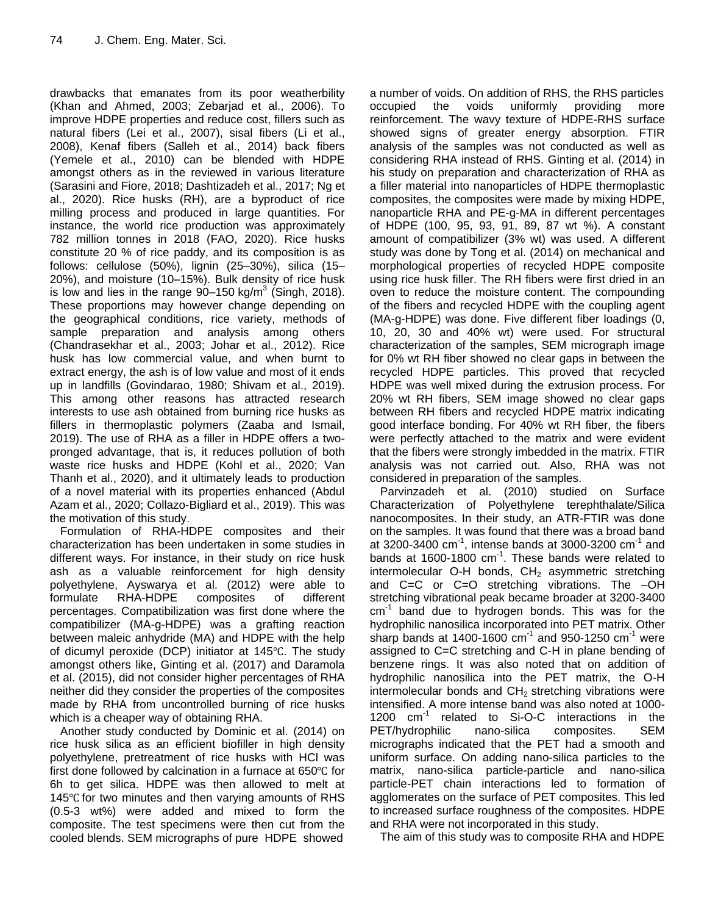drawbacks that emanates from its poor weatherbility (Khan and Ahmed, 2003; Zebarjad et al., 2006). To improve HDPE properties and reduce cost, fillers such as natural fibers (Lei et al., 2007), sisal fibers (Li et al., 2008), Kenaf fibers (Salleh et al., 2014) back fibers (Yemele et al., 2010) can be blended with HDPE amongst others as in the reviewed in various literature (Sarasini and Fiore, 2018; Dashtizadeh et al., 2017; Ng et al., 2020). Rice husks (RH), are a byproduct of rice milling process and produced in large quantities. For instance, the world rice production was approximately 782 million tonnes in 2018 (FAO, 2020). Rice husks constitute 20 % of rice paddy, and its composition is as follows: cellulose (50%), lignin (25–30%), silica (15–20%), and moisture (10–15%). Bulk density of rice husk is low and lies in the range 90–150 kg/m$^3$ (Singh, 2018). These proportions may however change depending on the geographical conditions, rice variety, methods of sample preparation and analysis among others (Chandrasekhar et al., 2003; Johar et al., 2012). Rice husk has low commercial value, and when burnt to extract energy, the ash is of low value and most of it ends up in landfills (Govindarao, 1980; Shivam et al., 2019). This among other reasons has attracted research interests to use ash obtained from burning rice husks as fillers in thermoplastic polymers (Zaaba and Ismail, 2019). The use of RHA as a filler in HDPE offers a two-pronged advantage, that is, it reduces pollution of both waste rice husks and HDPE (Kohl et al., 2020; Van Thanh et al., 2020), and it ultimately leads to production of a novel material with its properties enhanced (Abdul Azam et al., 2020; Collazo-Bigliard et al., 2019). This was the motivation of this study.

Formulation of RHA-HDPE composites and their characterization has been undertaken in some studies in different ways. For instance, in their study on rice husk ash as a valuable reinforcement for high density polyethylene, Ayswarya et al. (2012) were able to formulate RHA-HDPE composites of different percentages. Compatibilization was first done where the compatibilizer (MA-g-HDPE) was a grafting reaction between maleic anhydride (MA) and HDPE with the help of dicumyl peroxide (DCP) initiator at 145℃. The study amongst others like, Ginting et al. (2017) and Daramola et al. (2015), did not consider higher percentages of RHA neither did they consider the properties of the composites made by RHA from uncontrolled burning of rice husks which is a cheaper way of obtaining RHA.

Another study conducted by Dominic et al. (2014) on rice husk silica as an efficient biofiller in high density polyethylene, pretreatment of rice husks with HCl was first done followed by calcination in a furnace at 650℃ for 6h to get silica. HDPE was then allowed to melt at 145℃ for two minutes and then varying amounts of RHS (0.5-3 wt%) were added and mixed to form the composite. The test specimens were then cut from the cooled blends. SEM micrographs of pure HDPE showed a number of voids. On addition of RHS, the RHS particles occupied the voids uniformly providing more reinforcement. The wavy texture of HDPE-RHS surface showed signs of greater energy absorption. FTIR analysis of the samples was not conducted as well as considering RHA instead of RHS. Ginting et al. (2014) in his study on preparation and characterization of RHA as a filler material into nanoparticles of HDPE thermoplastic composites, the composites were made by mixing HDPE, nanoparticle RHA and PE-g-MA in different percentages of HDPE (100, 95, 93, 91, 89, 87 wt %). A constant amount of compatibilizer (3% wt) was used. A different study was done by Tong et al. (2014) on mechanical and morphological properties of recycled HDPE composite using rice husk filler. The RH fibers were first dried in an oven to reduce the moisture content. The compounding of the fibers and recycled HDPE with the coupling agent (MA-g-HDPE) was done. Five different fiber loadings (0, 10, 20, 30 and 40% wt) were used. For structural characterization of the samples, SEM micrograph image for 0% wt RH fiber showed no clear gaps in between the recycled HDPE particles. This proved that recycled HDPE was well mixed during the extrusion process. For 20% wt RH fibers, SEM image showed no clear gaps between RH fibers and recycled HDPE matrix indicating good interface bonding. For 40% wt RH fiber, the fibers were perfectly attached to the matrix and were evident that the fibers were strongly imbedded in the matrix. FTIR analysis was not carried out. Also, RHA was not considered in preparation of the samples.

Parvinzadeh et al. (2010) studied on Surface Characterization of Polyethylene terephthalate/Silica nanocomposites. In their study, an ATR-FTIR was done on the samples. It was found that there was a broad band at 3200-3400 cm$^{-1}$, intense bands at 3000-3200 cm$^{-1}$ and bands at 1600-1800 cm$^{-1}$. These bands were related to intermolecular O-H bonds, $CH_2$ asymmetric stretching and C=C or C=O stretching vibrations. The –OH stretching vibrational peak became broader at 3200-3400 cm$^{-1}$ band due to hydrogen bonds. This was for the hydrophilic nanosilica incorporated into PET matrix. Other sharp bands at 1400-1600 cm$^{-1}$ and 950-1250 cm$^{-1}$ were assigned to C=C stretching and C-H in plane bending of benzene rings. It was also noted that on addition of hydrophilic nanosilica into the PET matrix, the O-H intermolecular bonds and $CH_2$ stretching vibrations were intensified. A more intense band was also noted at 1000-1200 cm$^{-1}$ related to Si-O-C interactions in the PET/hydrophilic nano-silica composites. SEM micrographs indicated that the PET had a smooth and uniform surface. On adding nano-silica particles to the matrix, nano-silica particle-particle and nano-silica particle-PET chain interactions led to formation of agglomerates on the surface of PET composites. This led to increased surface roughness of the composites. HDPE and RHA were not incorporated in this study.

The aim of this study was to composite RHA and HDPE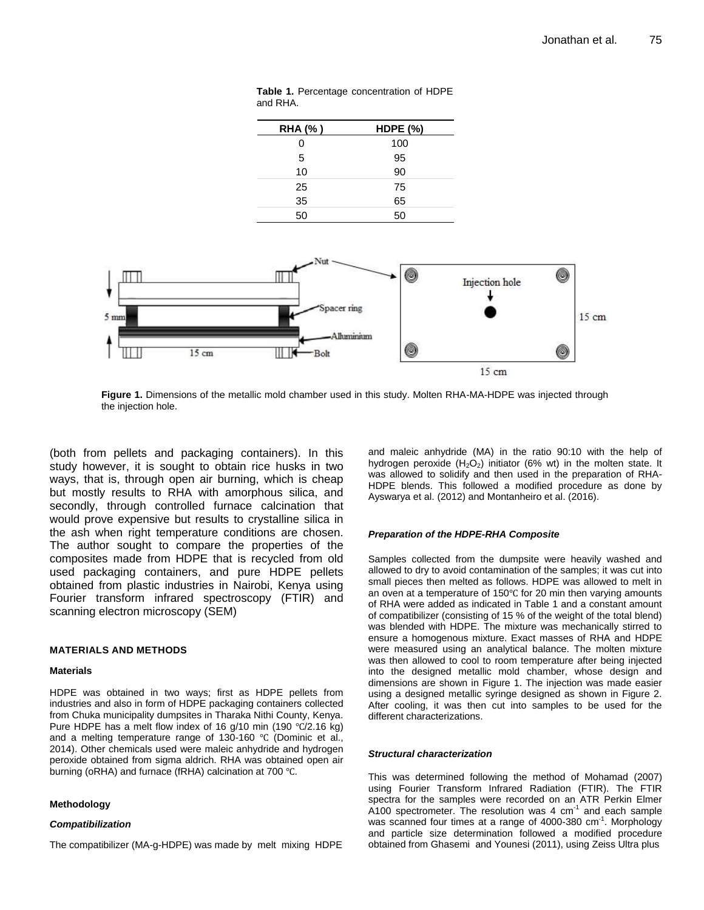**Table 1.** Percentage concentration of HDPE and RHA.

| RHA (% ) | HDPE (%) |
|---|---|
| 0 | 100 |
| 5 | 95 |
| 10 | 90 |
| 25 | 75 |
| 35 | 65 |
| 50 | 50 |

**Figure 1.** Dimensions of the metallic mold chamber used in this study. Molten RHA-MA-HDPE was injected through the injection hole.

(both from pellets and packaging containers). In this study however, it is sought to obtain rice husks in two ways, that is, through open air burning, which is cheap but mostly results to RHA with amorphous silica, and secondly, through controlled furnace calcination that would prove expensive but results to crystalline silica in the ash when right temperature conditions are chosen. The author sought to compare the properties of the composites made from HDPE that is recycled from old used packaging containers, and pure HDPE pellets obtained from plastic industries in Nairobi, Kenya using Fourier transform infrared spectroscopy (FTIR) and scanning electron microscopy (SEM)

## MATERIALS AND METHODS

### Materials

HDPE was obtained in two ways; first as HDPE pellets from industries and also in form of HDPE packaging containers collected from Chuka municipality dumpsites in Tharaka Nithi County, Kenya. Pure HDPE has a melt flow index of 16 g/10 min (190 ℃/2.16 kg) and a melting temperature range of 130-160 ℃ (Dominic et al., 2014). Other chemicals used were maleic anhydride and hydrogen peroxide obtained from sigma aldrich. RHA was obtained open air burning (oRHA) and furnace (fRHA) calcination at 700 ℃.

### Methodology

#### *Compatibilization*

The compatibilizer (MA-g-HDPE) was made by melt mixing HDPE and maleic anhydride (MA) in the ratio 90:10 with the help of hydrogen peroxide ($H_2O_2$) initiator (6% wt) in the molten state. It was allowed to solidify and then used in the preparation of RHA-HDPE blends. This followed a modified procedure as done by Ayswarya et al. (2012) and Montanheiro et al. (2016).

#### *Preparation of the HDPE-RHA Composite*

Samples collected from the dumpsite were heavily washed and allowed to dry to avoid contamination of the samples; it was cut into small pieces then melted as follows. HDPE was allowed to melt in an oven at a temperature of 150℃ for 20 min then varying amounts of RHA were added as indicated in Table 1 and a constant amount of compatibilizer (consisting of 15 % of the weight of the total blend) was blended with HDPE. The mixture was mechanically stirred to ensure a homogenous mixture. Exact masses of RHA and HDPE were measured using an analytical balance. The molten mixture was then allowed to cool to room temperature after being injected into the designed metallic mold chamber, whose design and dimensions are shown in Figure 1. The injection was made easier using a designed metallic syringe designed as shown in Figure 2. After cooling, it was then cut into samples to be used for the different characterizations.

#### *Structural characterization*

This was determined following the method of Mohamad (2007) using Fourier Transform Infrared Radiation (FTIR). The FTIR spectra for the samples were recorded on an ATR Perkin Elmer A100 spectrometer. The resolution was 4 $cm^{-1}$ and each sample was scanned four times at a range of 4000-380 $cm^{-1}$. Morphology and particle size determination followed a modified procedure obtained from Ghasemi and Younesi (2011), using Zeiss Ultra plus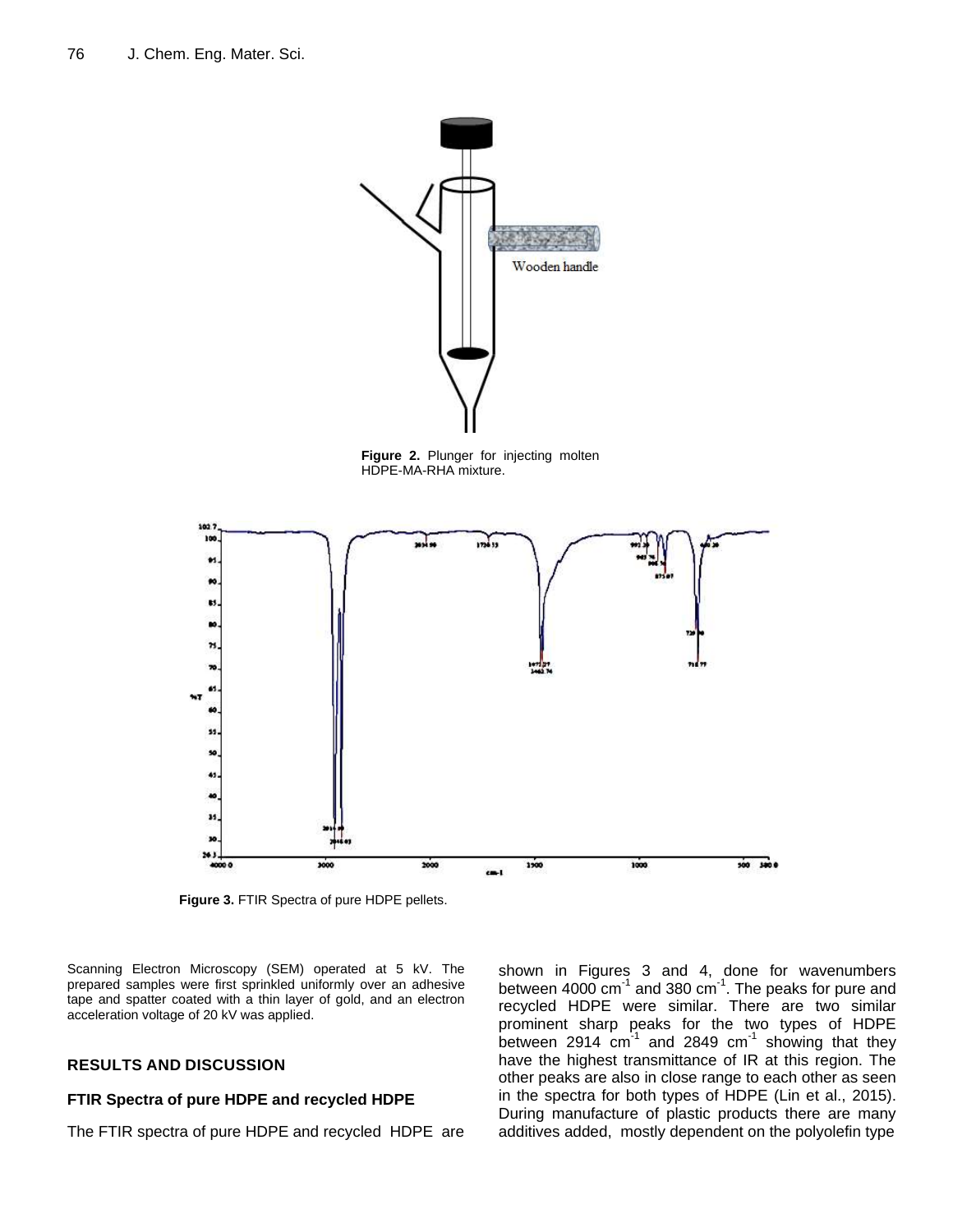Figure 2. Plunger for injecting molten HDPE-MA-RHA mixture.

Figure 3. FTIR Spectra of pure HDPE pellets.

Scanning Electron Microscopy (SEM) operated at 5 kV. The prepared samples were first sprinkled uniformly over an adhesive tape and spatter coated with a thin layer of gold, and an electron acceleration voltage of 20 kV was applied.

## RESULTS AND DISCUSSION

### FTIR Spectra of pure HDPE and recycled HDPE

The FTIR spectra of pure HDPE and recycled HDPE are shown in Figures 3 and 4, done for wavenumbers between 4000 $cm^{-1}$ and 380 $cm^{-1}$. The peaks for pure and recycled HDPE were similar. There are two similar prominent sharp peaks for the two types of HDPE between 2914 $cm^{-1}$ and 2849 $cm^{-1}$ showing that they have the highest transmittance of IR at this region. The other peaks are also in close range to each other as seen in the spectra for both types of HDPE (Lin et al., 2015). During manufacture of plastic products there are many additives added, mostly dependent on the polyolefin type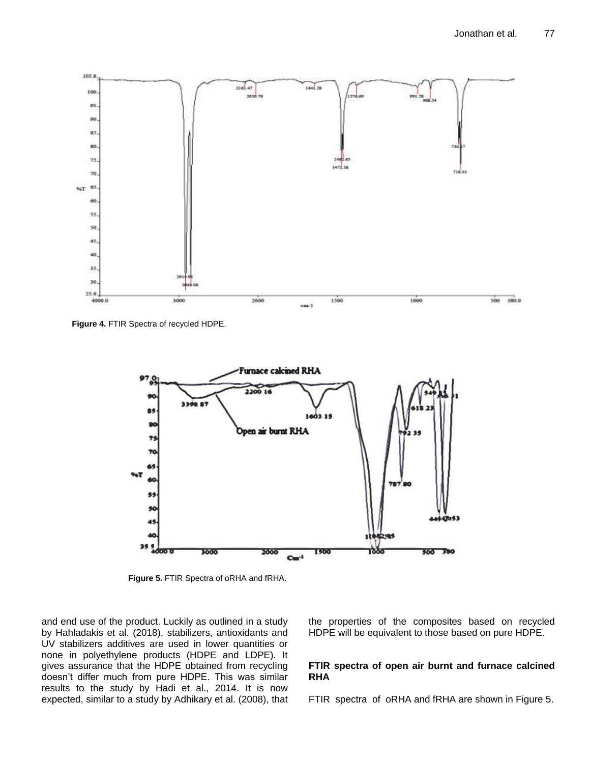Figure 4. FTIR Spectra of recycled HDPE.

Figure 5. FTIR Spectra of oRHA and fRHA.

and end use of the product. Luckily as outlined in a study by Hahladakis et al. (2018), stabilizers, antioxidants and UV stabilizers additives are used in lower quantities or none in polyethylene products (HDPE and LDPE). It gives assurance that the HDPE obtained from recycling doesn't differ much from pure HDPE. This was similar results to the study by Hadi et al., 2014. It is now expected, similar to a study by Adhikary et al. (2008), that the properties of the composites based on recycled HDPE will be equivalent to those based on pure HDPE.

**FTIR spectra of open air burnt and furnace calcined RHA**

FTIR spectra of oRHA and fRHA are shown in Figure 5.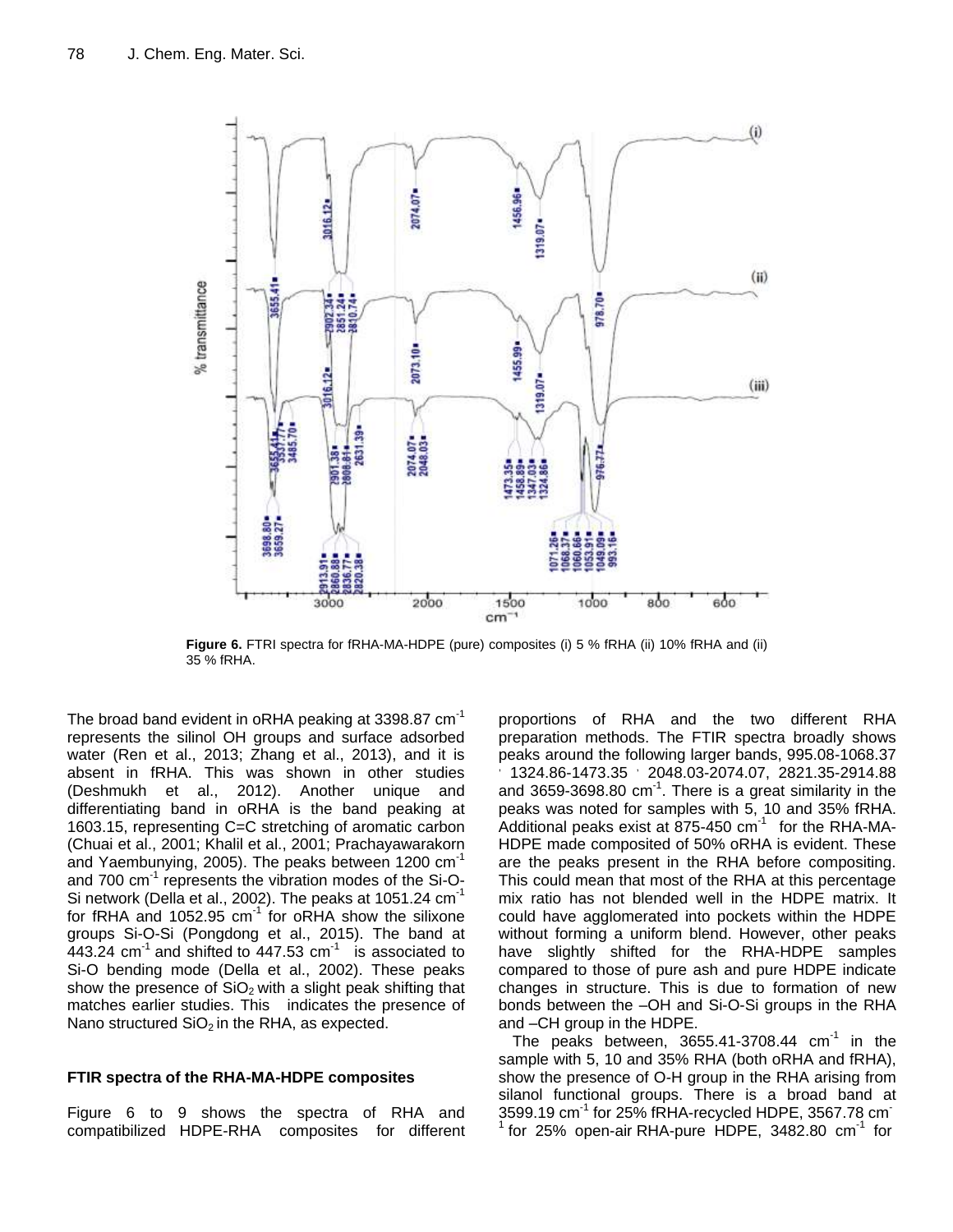Figure 6. FTRI spectra for fRHA-MA-HDPE (pure) composites (i) 5 % fRHA (ii) 10% fRHA and (ii) 35 % fRHA.

The broad band evident in oRHA peaking at 3398.87 cm$^{-1}$ represents the silinol OH groups and surface adsorbed water (Ren et al., 2013; Zhang et al., 2013), and it is absent in fRHA. This was shown in other studies (Deshmukh et al., 2012). Another unique and differentiating band in oRHA is the band peaking at 1603.15, representing C=C stretching of aromatic carbon (Chuai et al., 2001; Khalil et al., 2001; Prachayawarakorn and Yaembunying, 2005). The peaks between 1200 cm$^{-1}$ and 700 cm$^{-1}$ represents the vibration modes of the Si-O-Si network (Della et al., 2002). The peaks at 1051.24 cm$^{-1}$ for fRHA and 1052.95 cm$^{-1}$ for oRHA show the silixone groups Si-O-Si (Pongdong et al., 2015). The band at 443.24 cm$^{-1}$ and shifted to 447.53 cm$^{-1}$ is associated to Si-O bending mode (Della et al., 2002). These peaks show the presence of $SiO_2$ with a slight peak shifting that matches earlier studies. This indicates the presence of Nano structured $SiO_2$ in the RHA, as expected.

## FTIR spectra of the RHA-MA-HDPE composites

Figure 6 to 9 shows the spectra of RHA and compatibilized HDPE-RHA composites for different proportions of RHA and the two different RHA preparation methods. The FTIR spectra broadly shows peaks around the following larger bands, 995.08-1068.37 , 1324.86-1473.35 , 2048.03-2074.07, 2821.35-2914.88 and 3659-3698.80 cm$^{-1}$. There is a great similarity in the peaks was noted for samples with 5, 10 and 35% fRHA. Additional peaks exist at 875-450 cm$^{-1}$ for the RHA-MA-HDPE made composited of 50% oRHA is evident. These are the peaks present in the RHA before compositing. This could mean that most of the RHA at this percentage mix ratio has not blended well in the HDPE matrix. It could have agglomerated into pockets within the HDPE without forming a uniform blend. However, other peaks have slightly shifted for the RHA-HDPE samples compared to those of pure ash and pure HDPE indicate changes in structure. This is due to formation of new bonds between the –OH and Si-O-Si groups in the RHA and –CH group in the HDPE.

The peaks between, 3655.41-3708.44 cm$^{-1}$ in the sample with 5, 10 and 35% RHA (both oRHA and fRHA), show the presence of O-H group in the RHA arising from silanol functional groups. There is a broad band at 3599.19 cm$^{-1}$ for 25% fRHA-recycled HDPE, 3567.78 cm$^{-1}$ for 25% open-air RHA-pure HDPE, 3482.80 cm$^{-1}$ for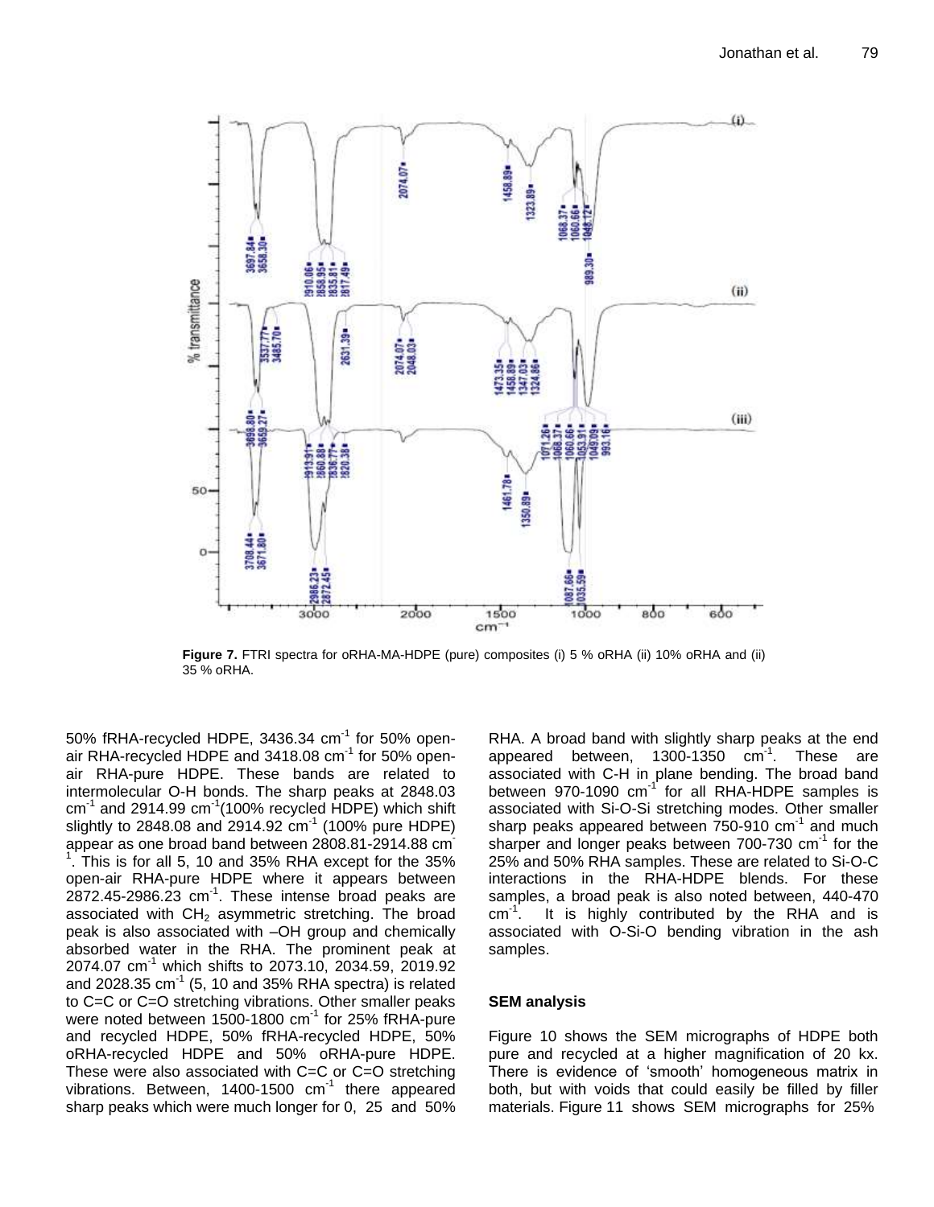Figure 7. FTRI spectra for oRHA-MA-HDPE (pure) composites (i) 5 % oRHA (ii) 10% oRHA and (ii) 35 % oRHA.

50% fRHA-recycled HDPE, 3436.34 $cm^{-1}$ for 50% open-air RHA-recycled HDPE and 3418.08 $cm^{-1}$ for 50% open-air RHA-pure HDPE. These bands are related to intermolecular O-H bonds. The sharp peaks at 2848.03 $cm^{-1}$ and 2914.99 $cm^{-1}$(100% recycled HDPE) which shift slightly to 2848.08 and 2914.92 $cm^{-1}$ (100% pure HDPE) appear as one broad band between 2808.81-2914.88 $cm^{-1}$. This is for all 5, 10 and 35% RHA except for the 35% open-air RHA-pure HDPE where it appears between 2872.45-2986.23 $cm^{-1}$. These intense broad peaks are associated with $CH_2$ asymmetric stretching. The broad peak is also associated with –OH group and chemically absorbed water in the RHA. The prominent peak at 2074.07 $cm^{-1}$ which shifts to 2073.10, 2034.59, 2019.92 and 2028.35 $cm^{-1}$ (5, 10 and 35% RHA spectra) is related to C=C or C=O stretching vibrations. Other smaller peaks were noted between 1500-1800 $cm^{-1}$ for 25% fRHA-pure and recycled HDPE, 50% fRHA-recycled HDPE, 50% oRHA-recycled HDPE and 50% oRHA-pure HDPE. These were also associated with C=C or C=O stretching vibrations. Between, 1400-1500 $cm^{-1}$ there appeared sharp peaks which were much longer for 0, 25 and 50% RHA. A broad band with slightly sharp peaks at the end appeared between, 1300-1350 $cm^{-1}$. These are associated with C-H in plane bending. The broad band between 970-1090 $cm^{-1}$ for all RHA-HDPE samples is associated with Si-O-Si stretching modes. Other smaller sharp peaks appeared between 750-910 $cm^{-1}$ and much sharper and longer peaks between 700-730 $cm^{-1}$ for the 25% and 50% RHA samples. These are related to Si-O-C interactions in the RHA-HDPE blends. For these samples, a broad peak is also noted between, 440-470 $cm^{-1}$. It is highly contributed by the RHA and is associated with O-Si-O bending vibration in the ash samples.

### SEM analysis

Figure 10 shows the SEM micrographs of HDPE both pure and recycled at a higher magnification of 20 kx. There is evidence of 'smooth' homogeneous matrix in both, but with voids that could easily be filled by filler materials. Figure 11 shows SEM micrographs for 25%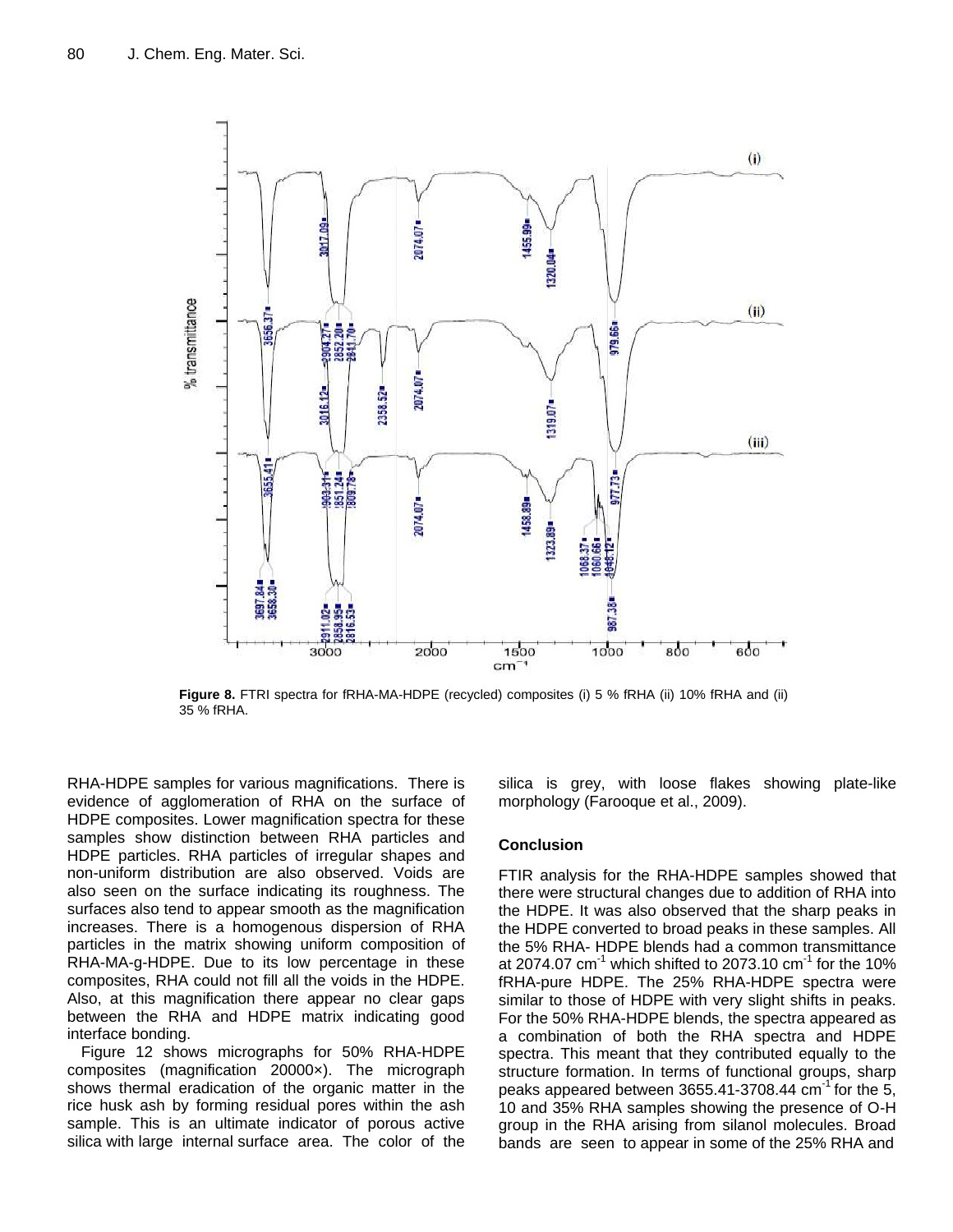**Figure 8.** FTRI spectra for fRHA-MA-HDPE (recycled) composites (i) 5 % fRHA (ii) 10% fRHA and (ii) 35 % fRHA.

RHA-HDPE samples for various magnifications. There is evidence of agglomeration of RHA on the surface of HDPE composites. Lower magnification spectra for these samples show distinction between RHA particles and HDPE particles. RHA particles of irregular shapes and non-uniform distribution are also observed. Voids are also seen on the surface indicating its roughness. The surfaces also tend to appear smooth as the magnification increases. There is a homogenous dispersion of RHA particles in the matrix showing uniform composition of RHA-MA-g-HDPE. Due to its low percentage in these composites, RHA could not fill all the voids in the HDPE. Also, at this magnification there appear no clear gaps between the RHA and HDPE matrix indicating good interface bonding.

Figure 12 shows micrographs for 50% RHA-HDPE composites (magnification 20000×). The micrograph shows thermal eradication of the organic matter in the rice husk ash by forming residual pores within the ash sample. This is an ultimate indicator of porous active silica with large internal surface area. The color of the silica is grey, with loose flakes showing plate-like morphology (Farooque et al., 2009).

## Conclusion

FTIR analysis for the RHA-HDPE samples showed that there were structural changes due to addition of RHA into the HDPE. It was also observed that the sharp peaks in the HDPE converted to broad peaks in these samples. All the 5% RHA- HDPE blends had a common transmittance at 2074.07 $cm^{-1}$ which shifted to 2073.10 $cm^{-1}$ for the 10% fRHA-pure HDPE. The 25% RHA-HDPE spectra were similar to those of HDPE with very slight shifts in peaks. For the 50% RHA-HDPE blends, the spectra appeared as a combination of both the RHA spectra and HDPE spectra. This meant that they contributed equally to the structure formation. In terms of functional groups, sharp peaks appeared between 3655.41-3708.44 $cm^{-1}$ for the 5, 10 and 35% RHA samples showing the presence of O-H group in the RHA arising from silanol molecules. Broad bands are seen to appear in some of the 25% RHA and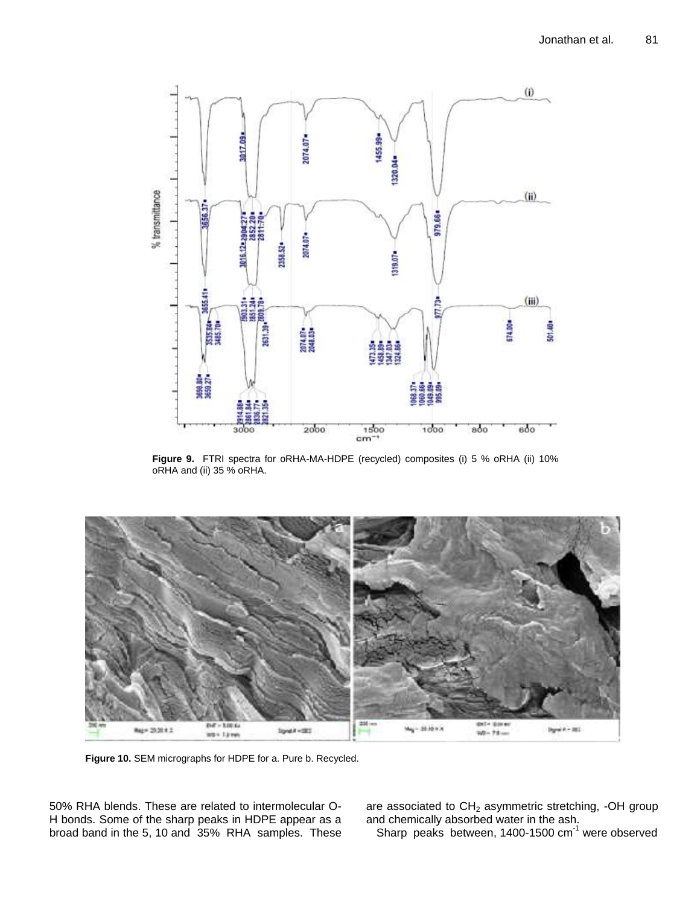Figure 9. FTRI spectra for oRHA-MA-HDPE (recycled) composites (i) 5 % oRHA (ii) 10% oRHA and (ii) 35 % oRHA.

Figure 10. SEM micrographs for HDPE for a. Pure b. Recycled.

50% RHA blends. These are related to intermolecular O-H bonds. Some of the sharp peaks in HDPE appear as a broad band in the 5, 10 and 35% RHA samples. These are associated to $CH_2$ asymmetric stretching, -OH group and chemically absorbed water in the ash.

Sharp peaks between, 1400-1500 $cm^{-1}$ were observed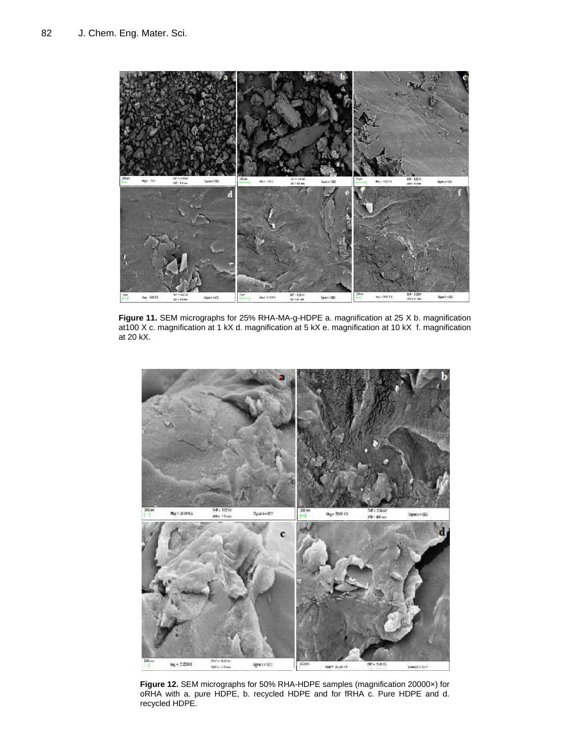**Figure 11.** SEM micrographs for 25% RHA-MA-g-HDPE a. magnification at 25 X b. magnification at100 X c. magnification at 1 kX d. magnification at 5 kX e. magnification at 10 kX f. magnification at 20 kX.

**Figure 12.** SEM micrographs for 50% RHA-HDPE samples (magnification 20000×) for oRHA with a. pure HDPE, b. recycled HDPE and for fRHA c. Pure HDPE and d. recycled HDPE.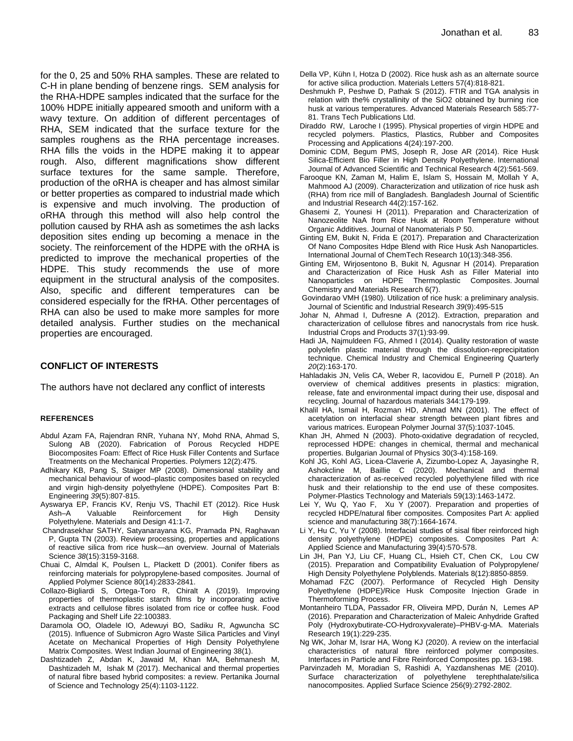for the 0, 25 and 50% RHA samples. These are related to C-H in plane bending of benzene rings. SEM analysis for the RHA-HDPE samples indicated that the surface for the 100% HDPE initially appeared smooth and uniform with a wavy texture. On addition of different percentages of RHA, SEM indicated that the surface texture for the samples roughens as the RHA percentage increases. RHA fills the voids in the HDPE making it to appear rough. Also, different magnifications show different surface textures for the same sample. Therefore, production of the oRHA is cheaper and has almost similar or better properties as compared to industrial made which is expensive and much involving. The production of oRHA through this method will also help control the pollution caused by RHA ash as sometimes the ash lacks deposition sites ending up becoming a menace in the society. The reinforcement of the HDPE with the oRHA is predicted to improve the mechanical properties of the HDPE. This study recommends the use of more equipment in the structural analysis of the composites. Also, specific and different temperatures can be considered especially for the fRHA. Other percentages of RHA can also be used to make more samples for more detailed analysis. Further studies on the mechanical properties are encouraged.

## CONFLICT OF INTERESTS

The authors have not declared any conflict of interests

## REFERENCES

Abdul Azam FA, Rajendran RNR, Yuhana NY, Mohd RNA, Ahmad S, Sulong AB (2020). Fabrication of Porous Recycled HDPE Biocomposites Foam: Effect of Rice Husk Filler Contents and Surface Treatments on the Mechanical Properties. Polymers 12(2):475.

Adhikary KB, Pang S, Staiger MP (2008). Dimensional stability and mechanical behaviour of wood–plastic composites based on recycled and virgin high-density polyethylene (HDPE). Composites Part B: Engineering *39*(5):807-815.

Ayswarya EP, Francis KV, Renju VS, Thachil ET (2012). Rice Husk Ash–A Valuable Reinforcement for High Density Polyethylene. Materials and Design 41:1-7.

Chandrasekhar SATHY, Satyanarayana KG, Pramada PN, Raghavan P, Gupta TN (2003). Review processing, properties and applications of reactive silica from rice husk—an overview. Journal of Materials Science *38*(15):3159-3168.

Chuai C, Almdal K, Poulsen L, Plackett D (2001). Conifer fibers as reinforcing materials for polypropylene-based composites. Journal of Applied Polymer Science 80(14):2833-2841.

Collazo-Bigliardi S, Ortega-Toro R, Chiralt A (2019). Improving properties of thermoplastic starch films by incorporating active extracts and cellulose fibres isolated from rice or coffee husk. Food Packaging and Shelf Life 22:100383.

Daramola OO, Oladele IO, Adewuyi BO, Sadiku R, Agwuncha SC (2015). Influence of Submicron Agro Waste Silica Particles and Vinyl Acetate on Mechanical Properties of High Density Polyethylene Matrix Composites. West Indian Journal of Engineering 38(1).

Dashtizadeh Z, Abdan K, Jawaid M, Khan MA, Behmanesh M, Dashtizadeh M, Ishak M (2017). Mechanical and thermal properties of natural fibre based hybrid composites: a review. Pertanika Journal of Science and Technology 25(4):1103-1122.

Della VP, Kühn I, Hotza D (2002). Rice husk ash as an alternate source for active silica production. Materials Letters 57(4):818-821.

Deshmukh P, Peshwe D, Pathak S (2012). FTIR and TGA analysis in relation with the% crystallinity of the SiO2 obtained by burning rice husk at various temperatures. Advanced Materials Research 585:77-81. Trans Tech Publications Ltd.

Diraddo RW, Laroche I (1995). Physical properties of virgin HDPE and recycled polymers. Plastics, Plastics, Rubber and Composites Processing and Applications 4(24):197-200.

Dominic CDM, Begum PMS, Joseph R, Jose AR (2014). Rice Husk Silica-Efficient Bio Filler in High Density Polyethylene. International Journal of Advanced Scientific and Technical Research 4(2):561-569.

Farooque KN, Zaman M, Halim E, Islam S, Hossain M, Mollah Y A, Mahmood AJ (2009). Characterization and utilization of rice husk ash (RHA) from rice mill of Bangladesh. Bangladesh Journal of Scientific and Industrial Research 44(2):157-162.

Ghasemi Z, Younesi H (2011). Preparation and Characterization of Nanozeolite NaA from Rice Husk at Room Temperature without Organic Additives. Journal of Nanomaterials P 50.

Ginting EM, Bukit N, Frida E (2017). Preparation and Characterization Of Nano Composites Hdpe Blend with Rice Husk Ash Nanoparticles. International Journal of ChemTech Research 10(13):348-356.

Ginting EM, Wirjosentono B, Bukit N, Agusnar H (2014). Preparation and Characterization of Rice Husk Ash as Filler Material into Nanoparticles on HDPE Thermoplastic Composites. Journal Chemistry and Materials Research 6(7).

Govindarao VMH (1980). Utilization of rice husk: a preliminary analysis. Journal of Scientific and Industrial Research *39*(9):495-515

Johar N, Ahmad I, Dufresne A (2012). Extraction, preparation and characterization of cellulose fibres and nanocrystals from rice husk. Industrial Crops and Products 37(1):93-99.

Hadi JA, Najmuldeen FG, Ahmed I (2014). Quality restoration of waste polyolefin plastic material through the dissolution-reprecipitation technique. Chemical Industry and Chemical Engineering Quarterly *20*(2):163-170.

Hahladakis JN, Velis CA, Weber R, Iacovidou E, Purnell P (2018). An overview of chemical additives presents in plastics: migration, release, fate and environmental impact during their use, disposal and recycling. Journal of hazardous materials 344:179-199.

Khalil HA, Ismail H, Rozman HD, Ahmad MN (2001). The effect of acetylation on interfacial shear strength between plant fibres and various matrices. European Polymer Journal 37(5):1037-1045.

Khan JH, Ahmed N (2003). Photo-oxidative degradation of recycled, reprocessed HDPE: changes in chemical, thermal and mechanical properties. Bulgarian Journal of Physics 30(3-4):158-169.

Kohl JG, Kohl AG, Licea-Claverie A, Zizumbo-Lopez A, Jayasinghe R, Ashokcline M, Baillie C (2020). Mechanical and thermal characterization of as-received recycled polyethylene filled with rice husk and their relationship to the end use of these composites. Polymer-Plastics Technology and Materials 59(13):1463-1472.

Lei Y, Wu Q, Yao F, Xu Y (2007). Preparation and properties of recycled HDPE/natural fiber composites. Composites Part A: applied science and manufacturing 38(7):1664-1674.

Li Y, Hu C, Yu Y (2008). Interfacial studies of sisal fiber reinforced high density polyethylene (HDPE) composites. Composites Part A: Applied Science and Manufacturing 39(4):570-578.

Lin JH, Pan YJ, Liu CF, Huang CL, Hsieh CT, Chen CK, Lou CW (2015). Preparation and Compatibility Evaluation of Polypropylene/ High Density Polyethylene Polyblends. Materials 8(12):8850-8859.

Mohamad FZC (2007). Performance of Recycled High Density Polyethylene (HDPE)/Rice Husk Composite Injection Grade in Thermoforming Process.

Montanheiro TLDA, Passador FR, Oliveira MPD, Durán N, Lemes AP (2016). Preparation and Characterization of Maleic Anhydride Grafted Poly (Hydroxybutirate-CO-Hydroxyvalerate)–PHBV-g-MA. Materials Research 19(1):229-235.

Ng WK, Johar M, Israr HA, Wong KJ (2020). A review on the interfacial characteristics of natural fibre reinforced polymer composites. Interfaces in Particle and Fibre Reinforced Composites pp. 163-198.

Parvinzadeh M, Moradian S, Rashidi A, Yazdanshenas ME (2010). Surface characterization of polyethylene terephthalate/silica nanocomposites. Applied Surface Science 256(9):2792-2802.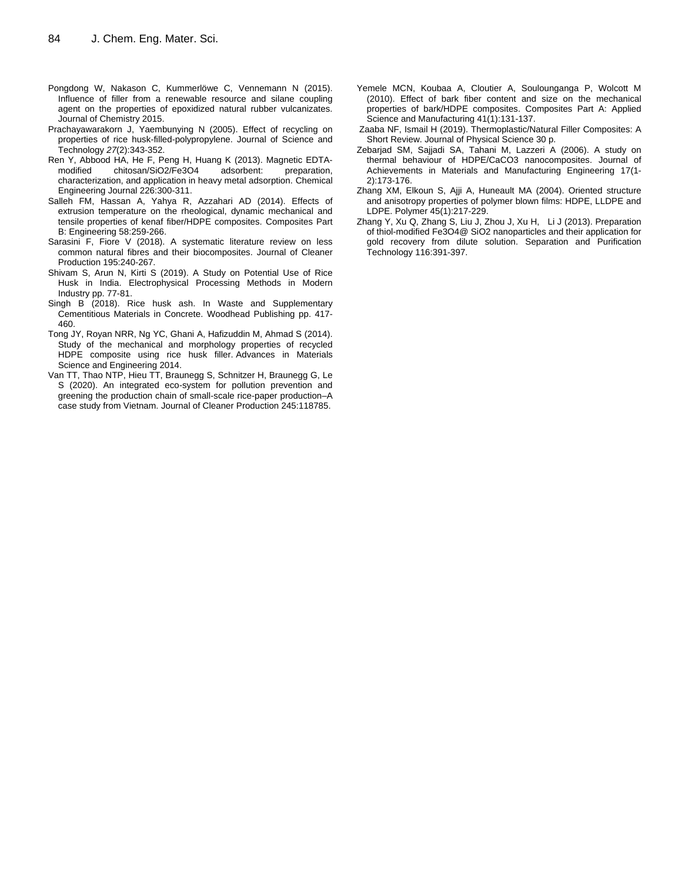Pongdong W, Nakason C, Kummerlöwe C, Vennemann N (2015). Influence of filler from a renewable resource and silane coupling agent on the properties of epoxidized natural rubber vulcanizates. Journal of Chemistry 2015.

Prachayawarakorn J, Yaembunying N (2005). Effect of recycling on properties of rice husk-filled-polypropylene. Journal of Science and Technology *27*(2):343-352.

Ren Y, Abbood HA, He F, Peng H, Huang K (2013). Magnetic EDTA-modified chitosan/$SiO_2$/$Fe_3O_4$ adsorbent: preparation, characterization, and application in heavy metal adsorption. Chemical Engineering Journal 226:300-311.

Salleh FM, Hassan A, Yahya R, Azzahari AD (2014). Effects of extrusion temperature on the rheological, dynamic mechanical and tensile properties of kenaf fiber/HDPE composites. Composites Part B: Engineering 58:259-266.

Sarasini F, Fiore V (2018). A systematic literature review on less common natural fibres and their biocomposites. Journal of Cleaner Production 195:240-267.

Shivam S, Arun N, Kirti S (2019). A Study on Potential Use of Rice Husk in India. Electrophysical Processing Methods in Modern Industry pp. 77-81.

Singh B (2018). Rice husk ash. In Waste and Supplementary Cementitious Materials in Concrete. Woodhead Publishing pp. 417-460.

Tong JY, Royan NRR, Ng YC, Ghani A, Hafizuddin M, Ahmad S (2014). Study of the mechanical and morphology properties of recycled HDPE composite using rice husk filler. Advances in Materials Science and Engineering 2014.

Van TT, Thao NTP, Hieu TT, Braunegg S, Schnitzer H, Braunegg G, Le S (2020). An integrated eco-system for pollution prevention and greening the production chain of small-scale rice-paper production–A case study from Vietnam. Journal of Cleaner Production 245:118785.

Yemele MCN, Koubaa A, Cloutier A, Soulounganga P, Wolcott M (2010). Effect of bark fiber content and size on the mechanical properties of bark/HDPE composites. Composites Part A: Applied Science and Manufacturing 41(1):131-137.

Zaaba NF, Ismail H (2019). Thermoplastic/Natural Filler Composites: A Short Review. Journal of Physical Science 30 p.

Zebarjad SM, Sajjadi SA, Tahani M, Lazzeri A (2006). A study on thermal behaviour of HDPE/$CaCO_3$ nanocomposites. Journal of Achievements in Materials and Manufacturing Engineering 17(1-2):173-176.

Zhang XM, Elkoun S, Ajji A, Huneault MA (2004). Oriented structure and anisotropy properties of polymer blown films: HDPE, LLDPE and LDPE. Polymer 45(1):217-229.

Zhang Y, Xu Q, Zhang S, Liu J, Zhou J, Xu H, Li J (2013). Preparation of thiol-modified $Fe_3O_4$@ $SiO_2$ nanoparticles and their application for gold recovery from dilute solution. Separation and Purification Technology 116:391-397.